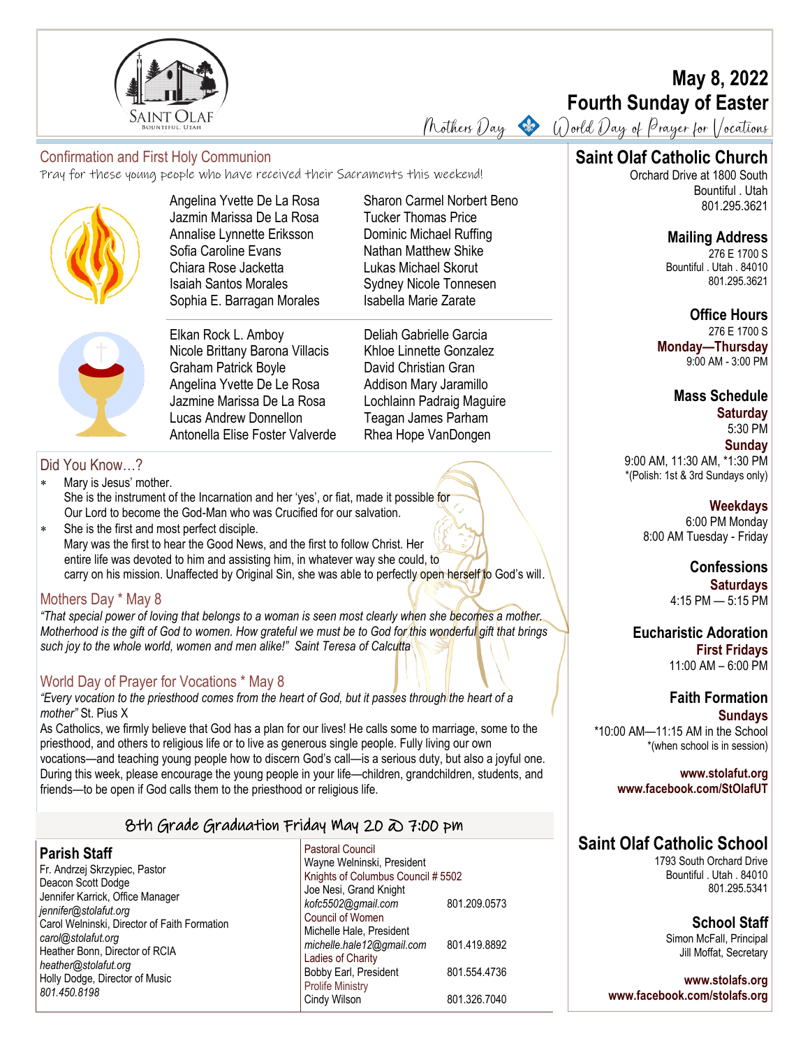# May 8, 2022
# Fourth Sunday of Easter

Mothers Day ◆ World Day of Prayer for Vocations

## Confirmation and First Holy Communion

Pray for these young people who have received their Sacraments this weekend!

Angelina Yvette De La Rosa
Jazmin Marissa De La Rosa
Annalise Lynnette Eriksson
Sofia Caroline Evans
Chiara Rose Jacketta
Isaiah Santos Morales
Sophia E. Barragan Morales
Sharon Carmel Norbert Beno
Tucker Thomas Price
Dominic Michael Ruffing
Nathan Matthew Shike
Lukas Michael Skorut
Sydney Nicole Tonnesen
Isabella Marie Zarate

Elkan Rock L. Amboy
Nicole Brittany Barona Villacis
Graham Patrick Boyle
Angelina Yvette De Le Rosa
Jazmine Marissa De La Rosa
Lucas Andrew Donnellon
Antonella Elise Foster Valverde
Deliah Gabrielle Garcia
Khloe Linnette Gonzalez
David Christian Gran
Addison Mary Jaramillo
Lochlainn Padraig Maguire
Teagan James Parham
Rhea Hope VanDongen

## Did You Know…?

- Mary is Jesus' mother.
  She is the instrument of the Incarnation and her 'yes', or fiat, made it possible for Our Lord to become the God-Man who was Crucified for our salvation.
- She is the first and most perfect disciple.
  Mary was the first to hear the Good News, and the first to follow Christ. Her entire life was devoted to him and assisting him, in whatever way she could, to carry on his mission. Unaffected by Original Sin, she was able to perfectly open herself to God's will.

## Mothers Day * May 8

*"That special power of loving that belongs to a woman is seen most clearly when she becomes a mother. Motherhood is the gift of God to women. How grateful we must be to God for this wonderful gift that brings such joy to the whole world, women and men alike!" Saint Teresa of Calcutta*

## World Day of Prayer for Vocations * May 8

*"Every vocation to the priesthood comes from the heart of God, but it passes through the heart of a mother"* St. Pius X

As Catholics, we firmly believe that God has a plan for our lives! He calls some to marriage, some to the priesthood, and others to religious life or to live as generous single people. Fully living our own vocations—and teaching young people how to discern God's call—is a serious duty, but also a joyful one. During this week, please encourage the young people in your life—children, grandchildren, students, and friends—to be open if God calls them to the priesthood or religious life.

### 8th Grade Graduation Friday May 20 @ 7:00 pm

## Parish Staff

Fr. Andrzej Skrzypiec, Pastor
Deacon Scott Dodge
Jennifer Karrick, Office Manager
*jennifer@stolafut.org*
Carol Welninski, Director of Faith Formation
*carol@stolafut.org*
Heather Bonn, Director of RCIA
*heather@stolafut.org*
Holly Dodge, Director of Music
*801.450.8198*

Pastoral Council
Wayne Welninski, President
Knights of Columbus Council # 5502
Joe Nesi, Grand Knight
*kofc5502@gmail.com* 801.209.0573
Council of Women
Michelle Hale, President
*michelle.hale12@gmail.com* 801.419.8892
Ladies of Charity
Bobby Earl, President 801.554.4736
Prolife Ministry
Cindy Wilson 801.326.7040

## Saint Olaf Catholic Church

Orchard Drive at 1800 South
Bountiful . Utah
801.295.3621

**Mailing Address**
276 E 1700 S
Bountiful . Utah . 84010
801.295.3621

**Office Hours**
276 E 1700 S
**Monday—Thursday**
9:00 AM - 3:00 PM

**Mass Schedule**
**Saturday**
5:30 PM
**Sunday**
9:00 AM, 11:30 AM, *1:30 PM
*(Polish: 1st & 3rd Sundays only)

**Weekdays**
6:00 PM Monday
8:00 AM Tuesday - Friday

**Confessions**
**Saturdays**
4:15 PM — 5:15 PM

**Eucharistic Adoration**
**First Fridays**
11:00 AM – 6:00 PM

**Faith Formation**
**Sundays**
*10:00 AM—11:15 AM in the School
*(when school is in session)

**www.stolafut.org**
**www.facebook.com/StOlafUT**

## Saint Olaf Catholic School

1793 South Orchard Drive
Bountiful . Utah . 84010
801.295.5341

**School Staff**
Simon McFall, Principal
Jill Moffat, Secretary

**www.stolafs.org**
**www.facebook.com/stolafs.org**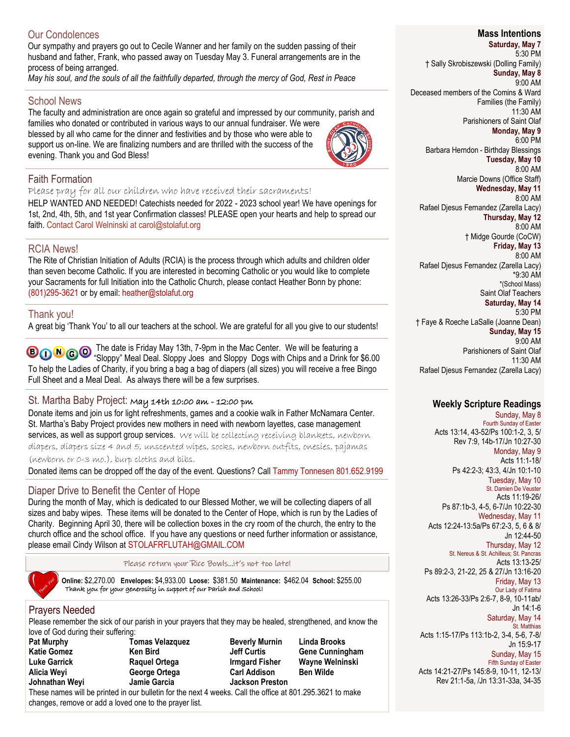## Our Condolences

Our sympathy and prayers go out to Cecile Wanner and her family on the sudden passing of their husband and father, Frank, who passed away on Tuesday May 3. Funeral arrangements are in the process of being arranged.

*May his soul, and the souls of all the faithfully departed, through the mercy of God, Rest in Peace*

## School News

The faculty and administration are once again so grateful and impressed by our community, parish and families who donated or contributed in various ways to our annual fundraiser. We were blessed by all who came for the dinner and festivities and by those who were able to support us on-line. We are finalizing numbers and are thrilled with the success of the evening. Thank you and God Bless!

## Faith Formation

Please pray for all our children who have received their sacraments!

HELP WANTED AND NEEDED! Catechists needed for 2022 - 2023 school year! We have openings for 1st, 2nd, 4th, 5th, and 1st year Confirmation classes! PLEASE open your hearts and help to spread our faith. Contact Carol Welninski at carol@stolafut.org

## RCIA News!

The Rite of Christian Initiation of Adults (RCIA) is the process through which adults and children older than seven become Catholic. If you are interested in becoming Catholic or you would like to complete your Sacraments for full Initiation into the Catholic Church, please contact Heather Bonn by phone: (801)295-3621 or by email: heather@stolafut.org

## Thank you!

A great big 'Thank You' to all our teachers at the school. We are grateful for all you give to our students!

**BINGO** The date is Friday May 13th, 7-9pm in the Mac Center. We will be featuring a "Sloppy" Meal Deal. Sloppy Joes and Sloppy Dogs with Chips and a Drink for $6.00 To help the Ladies of Charity, if you bring a bag a bag of diapers (all sizes) you will receive a free Bingo Full Sheet and a Meal Deal. As always there will be a few surprises.

## St. Martha Baby Project: May 14th 10:00 am - 12:00 pm

Donate items and join us for light refreshments, games and a cookie walk in Father McNamara Center. St. Martha's Baby Project provides new mothers in need with newborn layettes, case management services, as well as support group services. We will be collecting receiving blankets, newborn diapers, diapers size 4 and 5, unscented wipes, socks, newborn outfits, onesies, pajamas (newborn or 0-3 mo.), burp cloths and bibs.

Donated items can be dropped off the day of the event. Questions? Call Tammy Tonnesen 801.652.9199

## Diaper Drive to Benefit the Center of Hope

During the month of May, which is dedicated to our Blessed Mother, we will be collecting diapers of all sizes and baby wipes. These items will be donated to the Center of Hope, which is run by the Ladies of Charity. Beginning April 30, there will be collection boxes in the cry room of the church, the entry to the church office and the school office. If you have any questions or need further information or assistance, please email Cindy Wilson at STOLAFRFLUTAH@GMAIL.COM

Please return your Rice Bowls...it's not too late!

**Online:** $2,270.00 **Envelopes:** $4,933.00 **Loose:** $381.50 **Maintenance:** $462.04 **School:** $255.00

Thank you for your generosity in support of our Parish and School!

## Prayers Needed

Please remember the sick of our parish in your prayers that they may be healed, strengthened, and know the love of God during their suffering:

| | | | |
|---|---|---|---|
| **Pat Murphy** | **Tomas Velazquez** | **Beverly Murnin** | **Linda Brooks** |
| **Katie Gomez** | **Ken Bird** | **Jeff Curtis** | **Gene Cunningham** |
| **Luke Garrick** | **Raquel Ortega** | **Irmgard Fisher** | **Wayne Welninski** |
| **Alicia Weyi** | **George Ortega** | **Carl Addison** | **Ben Wilde** |
| **Johnathan Weyi** | **Jamie Garcia** | **Jackson Preston** | |

These names will be printed in our bulletin for the next 4 weeks. Call the office at 801.295.3621 to make changes, remove or add a loved one to the prayer list.

## Mass Intentions

**Saturday, May 7**
5:30 PM
† Sally Skrobiszewski (Dolling Family)

**Sunday, May 8**
9:00 AM
Deceased members of the Comins & Ward Families (the Family)
11:30 AM
Parishioners of Saint Olaf

**Monday, May 9**
6:00 PM
Barbara Herndon - Birthday Blessings

**Tuesday, May 10**
8:00 AM
Marcie Downs (Office Staff)

**Wednesday, May 11**
8:00 AM
Rafael Djesus Fernandez (Zarella Lacy)

**Thursday, May 12**
8:00 AM
† Midge Gourde (CoCW)

**Friday, May 13**
8:00 AM
Rafael Djesus Fernandez (Zarella Lacy)
*9:30 AM
*(School Mass)
Saint Olaf Teachers

**Saturday, May 14**
5:30 PM
† Faye & Roeche LaSalle (Joanne Dean)

**Sunday, May 15**
9:00 AM
Parishioners of Saint Olaf
11:30 AM
Rafael Djesus Fernandez (Zarella Lacy)

## Weekly Scripture Readings

Sunday, May 8
Fourth Sunday of Easter
Acts 13:14, 43-52/Ps 100:1-2, 3, 5/ Rev 7:9, 14b-17/Jn 10:27-30

Monday, May 9
Acts 11:1-18/ Ps 42:2-3; 43:3, 4/Jn 10:1-10

Tuesday, May 10
St. Damien De Veuster
Acts 11:19-26/ Ps 87:1b-3, 4-5, 6-7/Jn 10:22-30

Wednesday, May 11
Acts 12:24-13:5a/Ps 67:2-3, 5, 6 & 8/ Jn 12:44-50

Thursday, May 12
St. Nereus & St. Achilleus; St. Pancras
Acts 13:13-25/ Ps 89:2-3, 21-22, 25 & 27/Jn 13:16-20

Friday, May 13
Our Lady of Fatima
Acts 13:26-33/Ps 2:6-7, 8-9, 10-11ab/ Jn 14:1-6

Saturday, May 14
St. Matthias
Acts 1:15-17/Ps 113:1b-2, 3-4, 5-6, 7-8/ Jn 15:9-17

Sunday, May 15
Fifth Sunday of Easter
Acts 14:21-27/Ps 145:8-9, 10-11, 12-13/ Rev 21:1-5a, /Jn 13:31-33a, 34-35